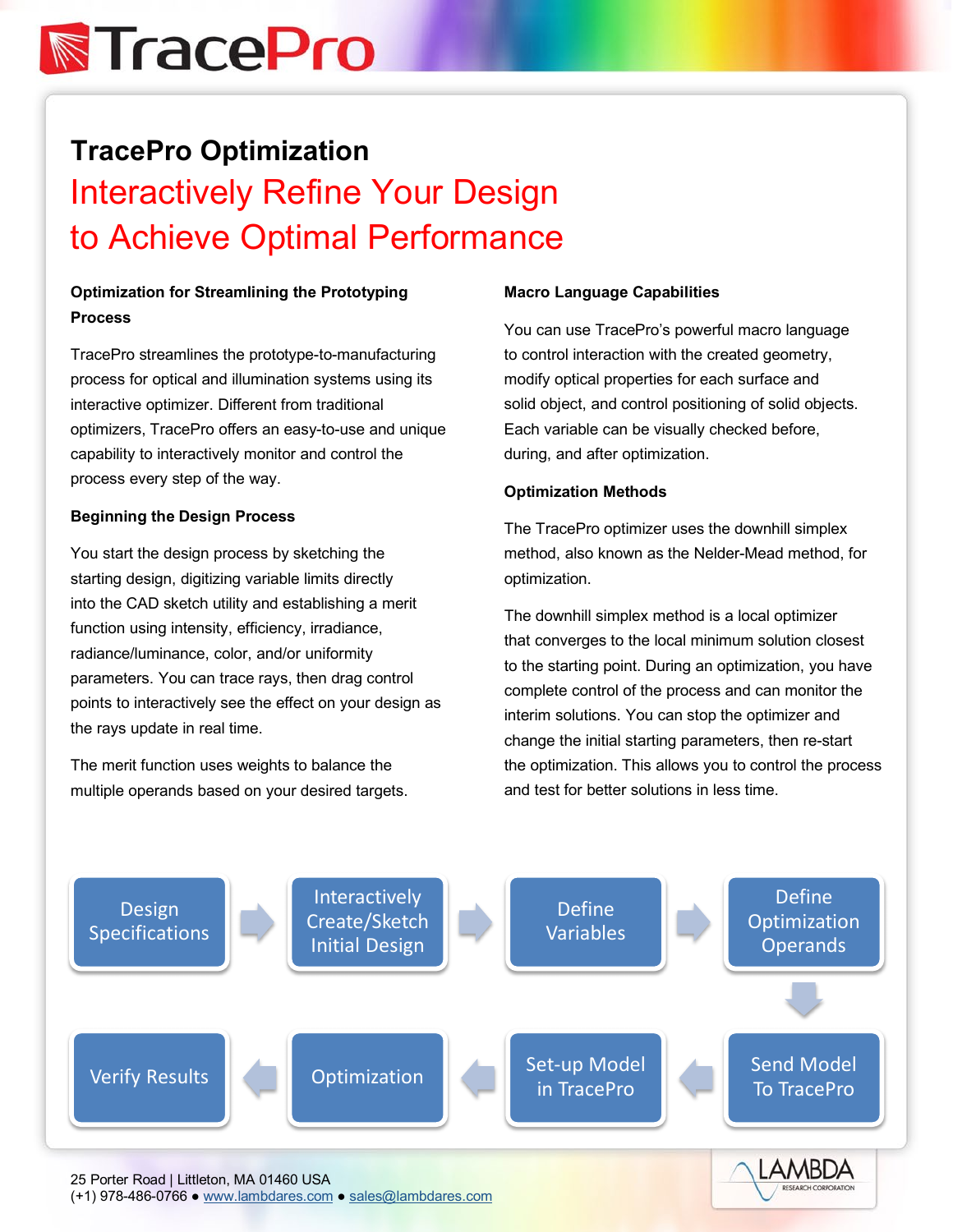# TracePro Optimization

## Interactively Refine Your Design to Achieve Optimal Performance

### Optimization for Streamlining the Prototyping Process

TracePro streamlines the prototype-to-manufacturing process for optical and illumination systems using its interactive optimizer. Different from traditional optimizers, TracePro offers an easy-to-use and unique capability to interactively monitor and control the process every step of the way.

### Beginning the Design Process

You start the design process by sketching the starting design, digitizing variable limits directly into the CAD sketch utility and establishing a merit function using intensity, efficiency, irradiance, radiance/luminance, color, and/or uniformity parameters. You can trace rays, then drag control points to interactively see the effect on your design as the rays update in real time.

The merit function uses weights to balance the multiple operands based on your desired targets.

### Macro Language Capabilities

You can use TracePro's powerful macro language to control interaction with the created geometry, modify optical properties for each surface and solid object, and control positioning of solid objects. Each variable can be visually checked before, during, and after optimization.

### Optimization Methods

The TracePro optimizer uses the downhill simplex method, also known as the Nelder-Mead method, for optimization.

The downhill simplex method is a local optimizer that converges to the local minimum solution closest to the starting point. During an optimization, you have complete control of the process and can monitor the interim solutions. You can stop the optimizer and change the initial starting parameters, then re-start the optimization. This allows you to control the process and test for better solutions in less time.

Design Specifications → Interactively Create/Sketch Initial Design → Define Variables → Define Optimization Operands → Send Model To TracePro → Set-up Model in TracePro → Optimization → Verify Results

25 Porter Road | Littleton, MA 01460 USA
(+1) 978-486-0766 ● www.lambdares.com ● sales@lambdares.com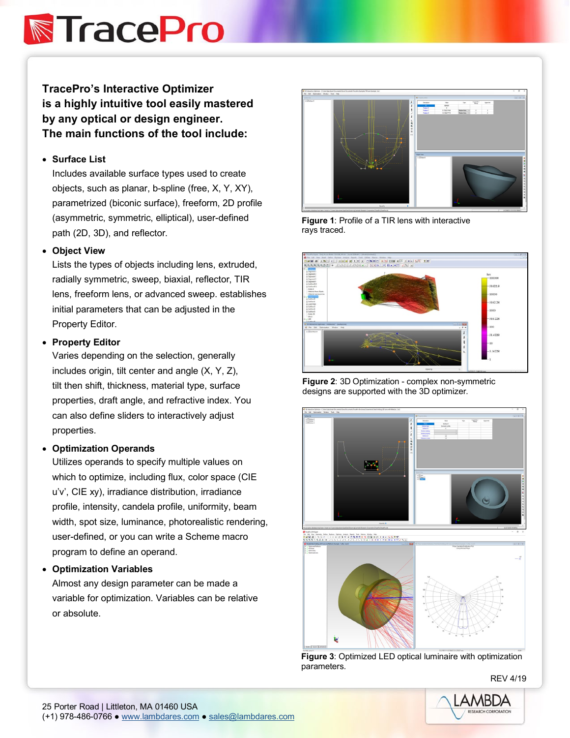**TracePro's Interactive Optimizer is a highly intuitive tool easily mastered by any optical or design engineer. The main functions of the tool include:**

- **Surface List**
  Includes available surface types used to create objects, such as planar, b-spline (free, X, Y, XY), parametrized (biconic surface), freeform, 2D profile (asymmetric, symmetric, elliptical), user-defined path (2D, 3D), and reflector.
- **Object View**
  Lists the types of objects including lens, extruded, radially symmetric, sweep, biaxial, reflector, TIR lens, freeform lens, or advanced sweep. establishes initial parameters that can be adjusted in the Property Editor.
- **Property Editor**
  Varies depending on the selection, generally includes origin, tilt center and angle (X, Y, Z), tilt then shift, thickness, material type, surface properties, draft angle, and refractive index. You can also define sliders to interactively adjust properties.
- **Optimization Operands**
  Utilizes operands to specify multiple values on which to optimize, including flux, color space (CIE u'v', CIE xy), irradiance distribution, irradiance profile, intensity, candela profile, uniformity, beam width, spot size, luminance, photorealistic rendering, user-defined, or you can write a Scheme macro program to define an operand.
- **Optimization Variables**
  Almost any design parameter can be made a variable for optimization. Variables can be relative or absolute.

**Figure 1**: Profile of a TIR lens with interactive rays traced.

**Figure 2**: 3D Optimization - complex non-symmetric designs are supported with the 3D optimizer.

**Figure 3**: Optimized LED optical luminaire with optimization parameters.

REV 4/19

25 Porter Road | Littleton, MA 01460 USA
(+1) 978-486-0766 ● www.lambdares.com ● sales@lambdares.com